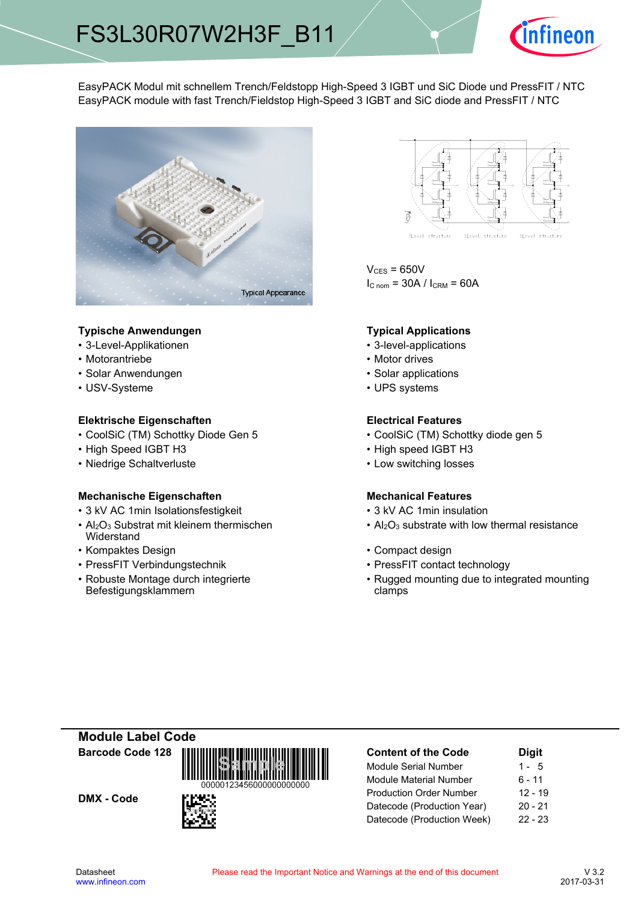# FS3L30R07W2H3F_B11

EasyPACK Modul mit schnellem Trench/Feldstopp High-Speed 3 IGBT und SiC Diode und PressFIT / NTC
EasyPACK module with fast Trench/Fieldstop High-Speed 3 IGBT and SiC diode and PressFIT / NTC

Typical Appearance

$V_{CES}$ = 650V
$I_{C\,nom}$ = 30A / $I_{CRM}$ = 60A

### Typische Anwendungen
- 3-Level-Applikationen
- Motorantriebe
- Solar Anwendungen
- USV-Systeme

### Typical Applications
- 3-level-applications
- Motor drives
- Solar applications
- UPS systems

### Elektrische Eigenschaften
- CoolSiC (TM) Schottky Diode Gen 5
- High Speed IGBT H3
- Niedrige Schaltverluste

### Electrical Features
- CoolSiC (TM) Schottky diode gen 5
- High speed IGBT H3
- Low switching losses

### Mechanische Eigenschaften
- 3 kV AC 1min Isolationsfestigkeit
- $Al_2O_3$ Substrat mit kleinem thermischen Widerstand
- Kompaktes Design
- PressFIT Verbindungstechnik
- Robuste Montage durch integrierte Befestigungsklammern

### Mechanical Features
- 3 kV AC 1min insulation
- $Al_2O_3$ substrate with low thermal resistance
- Compact design
- PressFIT contact technology
- Rugged mounting due to integrated mounting clamps

## Module Label Code

**Barcode Code 128**

00000123456000000000000

**DMX - Code**

| Content of the Code | Digit |
|---|---|
| Module Serial Number | 1 - 5 |
| Module Material Number | 6 - 11 |
| Production Order Number | 12 - 19 |
| Datecode (Production Year) | 20 - 21 |
| Datecode (Production Week) | 22 - 23 |

Datasheet
www.infineon.com

Please read the Important Notice and Warnings at the end of this document

V 3.2
2017-03-31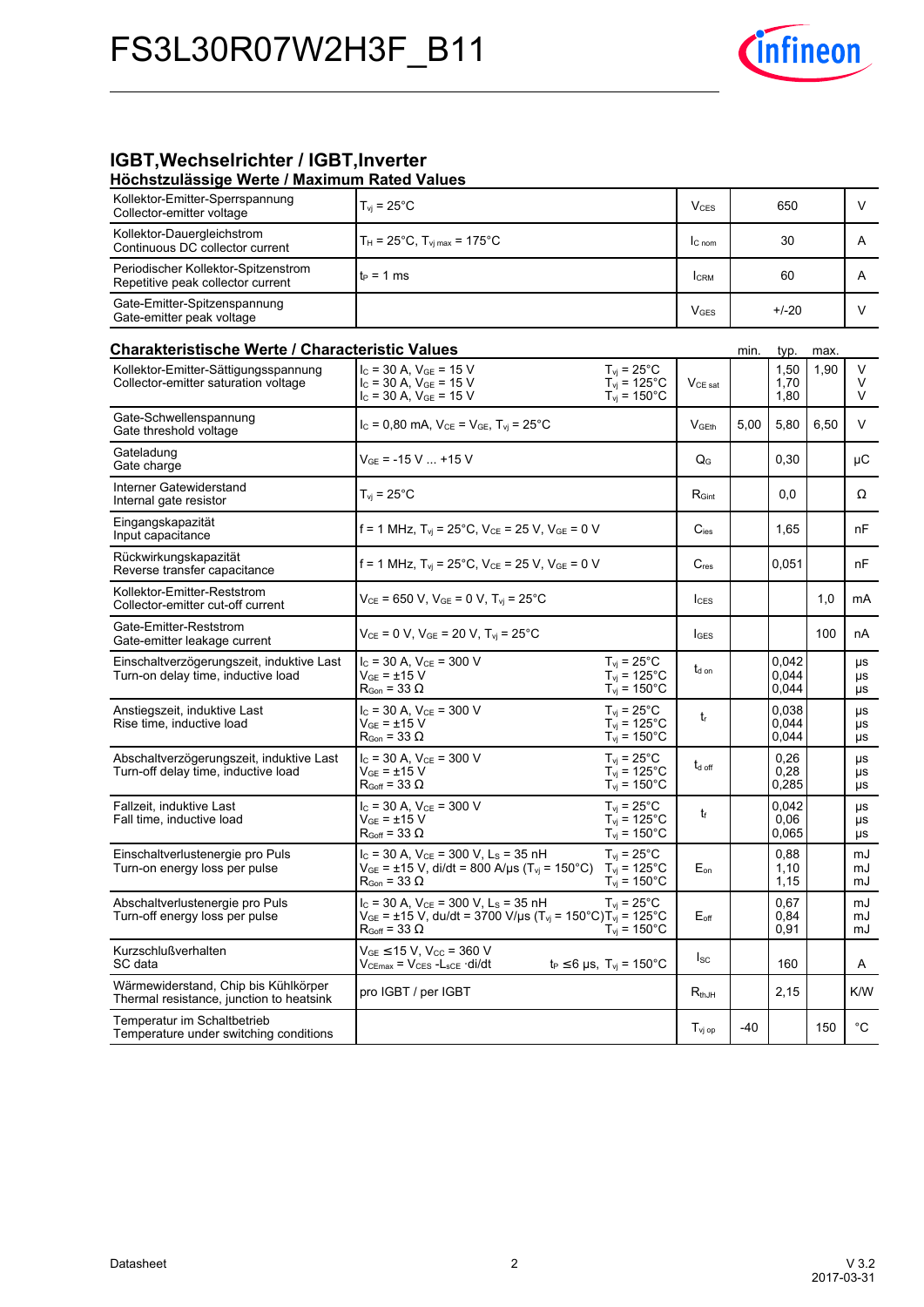## IGBT,Wechselrichter / IGBT,Inverter

### Höchstzulässige Werte / Maximum Rated Values

| | | | | |
|---|---|---|---|---|
| Kollektor-Emitter-Sperrspannung<br>Collector-emitter voltage | $T_{vj}$ = 25°C | $V_{CES}$ | 650 | V |
| Kollektor-Dauergleichstrom<br>Continuous DC collector current | $T_H$ = 25°C, $T_{vj\,max}$ = 175°C | $I_{C\,nom}$ | 30 | A |
| Periodischer Kollektor-Spitzenstrom<br>Repetitive peak collector current | $t_P$ = 1 ms | $I_{CRM}$ | 60 | A |
| Gate-Emitter-Spitzenspannung<br>Gate-emitter peak voltage | | $V_{GES}$ | +/-20 | V |

### Charakteristische Werte / Characteristic Values

| | | | | min. | typ. | max. | |
|---|---|---|---|---|---|---|---|
| Kollektor-Emitter-Sättigungsspannung<br>Collector-emitter saturation voltage | $I_C$ = 30 A, $V_{GE}$ = 15 V<br>$I_C$ = 30 A, $V_{GE}$ = 15 V<br>$I_C$ = 30 A, $V_{GE}$ = 15 V | $T_{vj}$ = 25°C<br>$T_{vj}$ = 125°C<br>$T_{vj}$ = 150°C | $V_{CE\,sat}$ | | 1,50<br>1,70<br>1,80 | 1,90 | V<br>V<br>V |
| Gate-Schwellenspannung<br>Gate threshold voltage | $I_C$ = 0,80 mA, $V_{CE}$ = $V_{GE}$, $T_{vj}$ = 25°C | | $V_{GEth}$ | 5,00 | 5,80 | 6,50 | V |
| Gateladung<br>Gate charge | $V_{GE}$ = -15 V ... +15 V | | $Q_G$ | | 0,30 | | µC |
| Interner Gatewiderstand<br>Internal gate resistor | $T_{vj}$ = 25°C | | $R_{Gint}$ | | 0,0 | | Ω |
| Eingangskapazität<br>Input capacitance | f = 1 MHz, $T_{vj}$ = 25°C, $V_{CE}$ = 25 V, $V_{GE}$ = 0 V | | $C_{ies}$ | | 1,65 | | nF |
| Rückwirkungskapazität<br>Reverse transfer capacitance | f = 1 MHz, $T_{vj}$ = 25°C, $V_{CE}$ = 25 V, $V_{GE}$ = 0 V | | $C_{res}$ | | 0,051 | | nF |
| Kollektor-Emitter-Reststrom<br>Collector-emitter cut-off current | $V_{CE}$ = 650 V, $V_{GE}$ = 0 V, $T_{vj}$ = 25°C | | $I_{CES}$ | | | 1,0 | mA |
| Gate-Emitter-Reststrom<br>Gate-emitter leakage current | $V_{CE}$ = 0 V, $V_{GE}$ = 20 V, $T_{vj}$ = 25°C | | $I_{GES}$ | | | 100 | nA |
| Einschaltverzögerungszeit, induktive Last<br>Turn-on delay time, inductive load | $I_C$ = 30 A, $V_{CE}$ = 300 V<br>$V_{GE}$ = ±15 V<br>$R_{Gon}$ = 33 Ω | $T_{vj}$ = 25°C<br>$T_{vj}$ = 125°C<br>$T_{vj}$ = 150°C | $t_{d\,on}$ | | 0,042<br>0,044<br>0,044 | | µs<br>µs<br>µs |
| Anstiegszeit, induktive Last<br>Rise time, inductive load | $I_C$ = 30 A, $V_{CE}$ = 300 V<br>$V_{GE}$ = ±15 V<br>$R_{Gon}$ = 33 Ω | $T_{vj}$ = 25°C<br>$T_{vj}$ = 125°C<br>$T_{vj}$ = 150°C | $t_r$ | | 0,038<br>0,044<br>0,044 | | µs<br>µs<br>µs |
| Abschaltverzögerungszeit, induktive Last<br>Turn-off delay time, inductive load | $I_C$ = 30 A, $V_{CE}$ = 300 V<br>$V_{GE}$ = ±15 V<br>$R_{Goff}$ = 33 Ω | $T_{vj}$ = 25°C<br>$T_{vj}$ = 125°C<br>$T_{vj}$ = 150°C | $t_{d\,off}$ | | 0,26<br>0,28<br>0,285 | | µs<br>µs<br>µs |
| Fallzeit, induktive Last<br>Fall time, inductive load | $I_C$ = 30 A, $V_{CE}$ = 300 V<br>$V_{GE}$ = ±15 V<br>$R_{Goff}$ = 33 Ω | $T_{vj}$ = 25°C<br>$T_{vj}$ = 125°C<br>$T_{vj}$ = 150°C | $t_f$ | | 0,042<br>0,06<br>0,065 | | µs<br>µs<br>µs |
| Einschaltverlustenergie pro Puls<br>Turn-on energy loss per pulse | $I_C$ = 30 A, $V_{CE}$ = 300 V, $L_S$ = 35 nH<br>$V_{GE}$ = ±15 V, di/dt = 800 A/µs ($T_{vj}$ = 150°C)<br>$R_{Gon}$ = 33 Ω | $T_{vj}$ = 25°C<br>$T_{vj}$ = 125°C<br>$T_{vj}$ = 150°C | $E_{on}$ | | 0,88<br>1,10<br>1,15 | | mJ<br>mJ<br>mJ |
| Abschaltverlustenergie pro Puls<br>Turn-off energy loss per pulse | $I_C$ = 30 A, $V_{CE}$ = 300 V, $L_S$ = 35 nH<br>$V_{GE}$ = ±15 V, du/dt = 3700 V/µs ($T_{vj}$ = 150°C)<br>$R_{Goff}$ = 33 Ω | $T_{vj}$ = 25°C<br>$T_{vj}$ = 125°C<br>$T_{vj}$ = 150°C | $E_{off}$ | | 0,67<br>0,84<br>0,91 | | mJ<br>mJ<br>mJ |
| Kurzschlußverhalten<br>SC data | $V_{GE}$ ≤ 15 V, $V_{CC}$ = 360 V<br>$V_{CEmax}$ = $V_{CES}$ - $L_{sCE}$ ·di/dt | $t_P$ ≤ 6 µs, $T_{vj}$ = 150°C | $I_{SC}$ | | 160 | | A |
| Wärmewiderstand, Chip bis Kühlkörper<br>Thermal resistance, junction to heatsink | pro IGBT / per IGBT | | $R_{thJH}$ | | 2,15 | | K/W |
| Temperatur im Schaltbetrieb<br>Temperature under switching conditions | | | $T_{vj\,op}$ | -40 | | 150 | °C |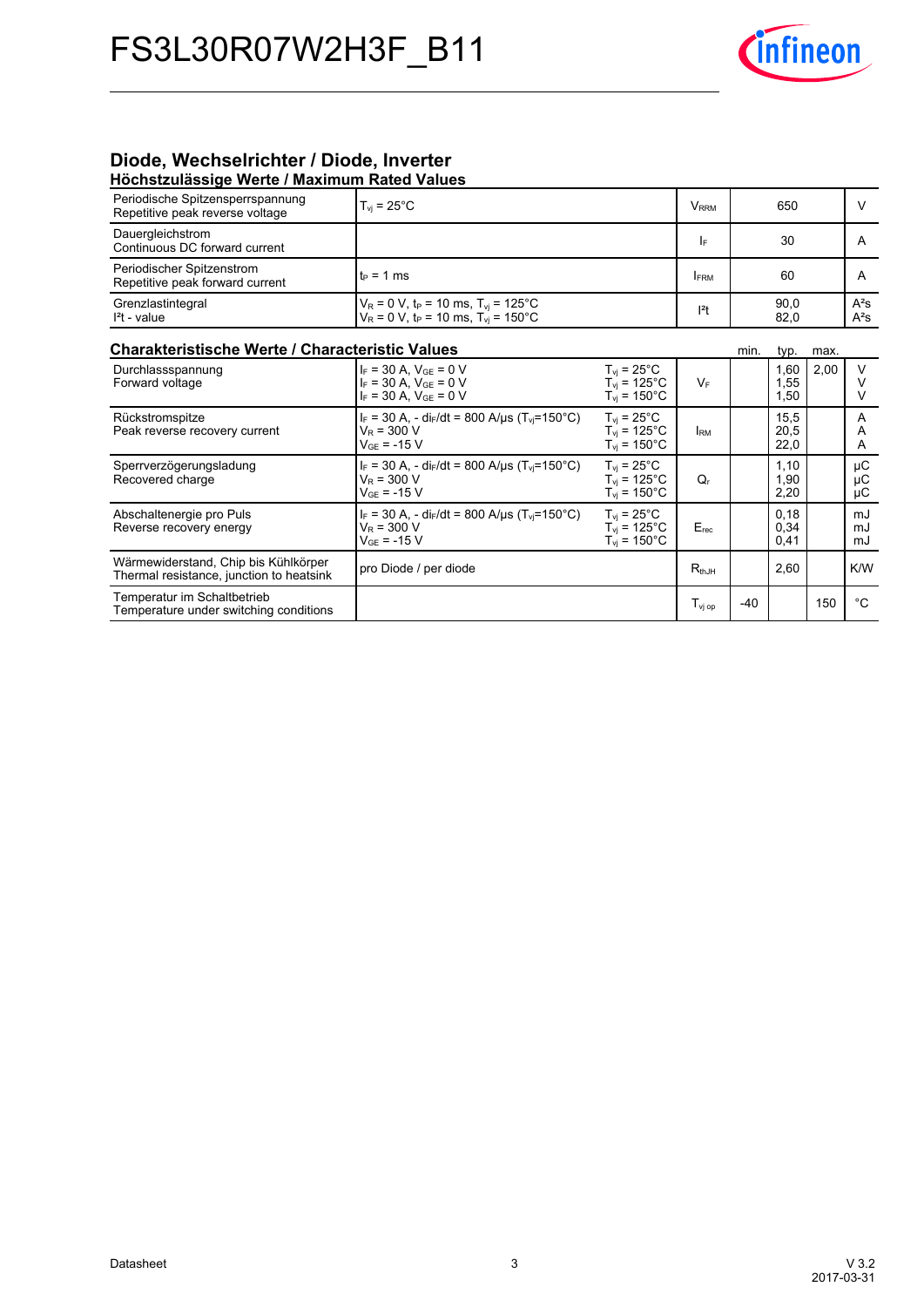## Diode, Wechselrichter / Diode, Inverter

### Höchstzulässige Werte / Maximum Rated Values

| | | | | |
|---|---|---|---|---|
| Periodische Spitzensperrspannung<br>Repetitive peak reverse voltage | $T_{vj}$ = 25°C | $V_{RRM}$ | 650 | V |
| Dauergleichstrom<br>Continuous DC forward current | | $I_F$ | 30 | A |
| Periodischer Spitzenstrom<br>Repetitive peak forward current | $t_P$ = 1 ms | $I_{FRM}$ | 60 | A |
| Grenzlastintegral<br>$I^2t$ - value | $V_R$ = 0 V, $t_P$ = 10 ms, $T_{vj}$ = 125°C<br>$V_R$ = 0 V, $t_P$ = 10 ms, $T_{vj}$ = 150°C | $I^2t$ | 90,0<br>82,0 | $A^2s$<br>$A^2s$ |

### Charakteristische Werte / Characteristic Values

| | | | | min. | typ. | max. | |
|---|---|---|---|---|---|---|---|
| Durchlassspannung<br>Forward voltage | $I_F$ = 30 A, $V_{GE}$ = 0 V<br>$I_F$ = 30 A, $V_{GE}$ = 0 V<br>$I_F$ = 30 A, $V_{GE}$ = 0 V | $T_{vj}$ = 25°C<br>$T_{vj}$ = 125°C<br>$T_{vj}$ = 150°C | $V_F$ | | 1,60<br>1,55<br>1,50 | 2,00 | V<br>V<br>V |
| Rückstromspitze<br>Peak reverse recovery current | $I_F$ = 30 A, - $di_F/dt$ = 800 A/µs ($T_{vj}$=150°C)<br>$V_R$ = 300 V<br>$V_{GE}$ = -15 V | $T_{vj}$ = 25°C<br>$T_{vj}$ = 125°C<br>$T_{vj}$ = 150°C | $I_{RM}$ | | 15,5<br>20,5<br>22,0 | | A<br>A<br>A |
| Sperrverzögerungsladung<br>Recovered charge | $I_F$ = 30 A, - $di_F/dt$ = 800 A/µs ($T_{vj}$=150°C)<br>$V_R$ = 300 V<br>$V_{GE}$ = -15 V | $T_{vj}$ = 25°C<br>$T_{vj}$ = 125°C<br>$T_{vj}$ = 150°C | $Q_r$ | | 1,10<br>1,90<br>2,20 | | µC<br>µC<br>µC |
| Abschaltenergie pro Puls<br>Reverse recovery energy | $I_F$ = 30 A, - $di_F/dt$ = 800 A/µs ($T_{vj}$=150°C)<br>$V_R$ = 300 V<br>$V_{GE}$ = -15 V | $T_{vj}$ = 25°C<br>$T_{vj}$ = 125°C<br>$T_{vj}$ = 150°C | $E_{rec}$ | | 0,18<br>0,34<br>0,41 | | mJ<br>mJ<br>mJ |
| Wärmewiderstand, Chip bis Kühlkörper<br>Thermal resistance, junction to heatsink | pro Diode / per diode | | $R_{thJH}$ | | 2,60 | | K/W |
| Temperatur im Schaltbetrieb<br>Temperature under switching conditions | | | $T_{vj\,op}$ | -40 | | 150 | °C |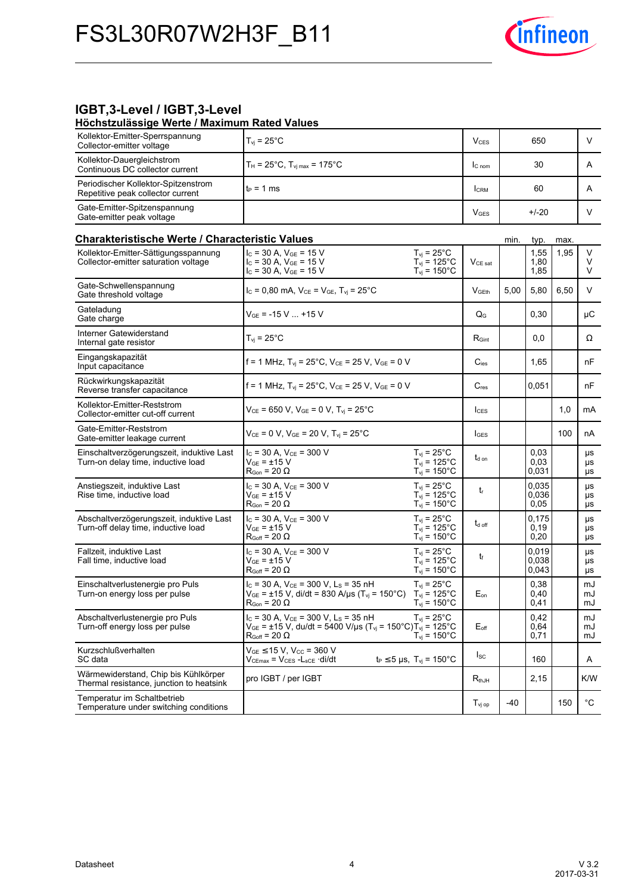## IGBT,3-Level / IGBT,3-Level

### Höchstzulässige Werte / Maximum Rated Values

| Parameter | Conditions | Symbol | Value | Unit |
|---|---|---|---|---|
| Kollektor-Emitter-Sperrspannung<br>Collector-emitter voltage | $T_{vj}$ = 25°C | $V_{CES}$ | 650 | V |
| Kollektor-Dauergleichstrom<br>Continuous DC collector current | $T_H$ = 25°C, $T_{vj\,max}$ = 175°C | $I_{C\,nom}$ | 30 | A |
| Periodischer Kollektor-Spitzenstrom<br>Repetitive peak collector current | $t_P$ = 1 ms | $I_{CRM}$ | 60 | A |
| Gate-Emitter-Spitzenspannung<br>Gate-emitter peak voltage | | $V_{GES}$ | +/-20 | V |

### Charakteristische Werte / Characteristic Values

| Parameter | Conditions | | Symbol | min. | typ. | max. | Unit |
|---|---|---|---|---|---|---|---|
| Kollektor-Emitter-Sättigungsspannung<br>Collector-emitter saturation voltage | $I_C$ = 30 A, $V_{GE}$ = 15 V<br>$I_C$ = 30 A, $V_{GE}$ = 15 V<br>$I_C$ = 30 A, $V_{GE}$ = 15 V | $T_{vj}$ = 25°C<br>$T_{vj}$ = 125°C<br>$T_{vj}$ = 150°C | $V_{CE\,sat}$ | | 1,55<br>1,80<br>1,85 | 1,95 | V<br>V<br>V |
| Gate-Schwellenspannung<br>Gate threshold voltage | $I_C$ = 0,80 mA, $V_{CE}$ = $V_{GE}$, $T_{vj}$ = 25°C | | $V_{GEth}$ | 5,00 | 5,80 | 6,50 | V |
| Gateladung<br>Gate charge | $V_{GE}$ = -15 V ... +15 V | | $Q_G$ | | 0,30 | | µC |
| Interner Gatewiderstand<br>Internal gate resistor | $T_{vj}$ = 25°C | | $R_{Gint}$ | | 0,0 | | Ω |
| Eingangskapazität<br>Input capacitance | f = 1 MHz, $T_{vj}$ = 25°C, $V_{CE}$ = 25 V, $V_{GE}$ = 0 V | | $C_{ies}$ | | 1,65 | | nF |
| Rückwirkungskapazität<br>Reverse transfer capacitance | f = 1 MHz, $T_{vj}$ = 25°C, $V_{CE}$ = 25 V, $V_{GE}$ = 0 V | | $C_{res}$ | | 0,051 | | nF |
| Kollektor-Emitter-Reststrom<br>Collector-emitter cut-off current | $V_{CE}$ = 650 V, $V_{GE}$ = 0 V, $T_{vj}$ = 25°C | | $I_{CES}$ | | | 1,0 | mA |
| Gate-Emitter-Reststrom<br>Gate-emitter leakage current | $V_{CE}$ = 0 V, $V_{GE}$ = 20 V, $T_{vj}$ = 25°C | | $I_{GES}$ | | | 100 | nA |
| Einschaltverzögerungszeit, induktive Last<br>Turn-on delay time, inductive load | $I_C$ = 30 A, $V_{CE}$ = 300 V<br>$V_{GE}$ = ±15 V<br>$R_{Gon}$ = 20 Ω | $T_{vj}$ = 25°C<br>$T_{vj}$ = 125°C<br>$T_{vj}$ = 150°C | $t_{d\,on}$ | | 0,03<br>0,03<br>0,031 | | µs<br>µs<br>µs |
| Anstiegszeit, induktive Last<br>Rise time, inductive load | $I_C$ = 30 A, $V_{CE}$ = 300 V<br>$V_{GE}$ = ±15 V<br>$R_{Gon}$ = 20 Ω | $T_{vj}$ = 25°C<br>$T_{vj}$ = 125°C<br>$T_{vj}$ = 150°C | $t_r$ | | 0,035<br>0,036<br>0,05 | | µs<br>µs<br>µs |
| Abschaltverzögerungszeit, induktive Last<br>Turn-off delay time, inductive load | $I_C$ = 30 A, $V_{CE}$ = 300 V<br>$V_{GE}$ = ±15 V<br>$R_{Goff}$ = 20 Ω | $T_{vj}$ = 25°C<br>$T_{vj}$ = 125°C<br>$T_{vj}$ = 150°C | $t_{d\,off}$ | | 0,175<br>0,19<br>0,20 | | µs<br>µs<br>µs |
| Fallzeit, induktive Last<br>Fall time, inductive load | $I_C$ = 30 A, $V_{CE}$ = 300 V<br>$V_{GE}$ = ±15 V<br>$R_{Goff}$ = 20 Ω | $T_{vj}$ = 25°C<br>$T_{vj}$ = 125°C<br>$T_{vj}$ = 150°C | $t_f$ | | 0,019<br>0,038<br>0,043 | | µs<br>µs<br>µs |
| Einschaltverlustenergie pro Puls<br>Turn-on energy loss per pulse | $I_C$ = 30 A, $V_{CE}$ = 300 V, $L_S$ = 35 nH<br>$V_{GE}$ = ±15 V, di/dt = 830 A/µs ($T_{vj}$ = 150°C)<br>$R_{Gon}$ = 20 Ω | $T_{vj}$ = 25°C<br>$T_{vj}$ = 125°C<br>$T_{vj}$ = 150°C | $E_{on}$ | | 0,38<br>0,40<br>0,41 | | mJ<br>mJ<br>mJ |
| Abschaltverlustenergie pro Puls<br>Turn-off energy loss per pulse | $I_C$ = 30 A, $V_{CE}$ = 300 V, $L_S$ = 35 nH<br>$V_{GE}$ = ±15 V, du/dt = 5400 V/µs ($T_{vj}$ = 150°C)<br>$R_{Goff}$ = 20 Ω | $T_{vj}$ = 25°C<br>$T_{vj}$ = 125°C<br>$T_{vj}$ = 150°C | $E_{off}$ | | 0,42<br>0,64<br>0,71 | | mJ<br>mJ<br>mJ |
| Kurzschlußverhalten<br>SC data | $V_{GE}$ ≤ 15 V, $V_{CC}$ = 360 V<br>$V_{CEmax}$ = $V_{CES}$ - $L_{sCE}$ ·di/dt | $t_P$ ≤ 5 µs, $T_{vj}$ = 150°C | $I_{SC}$ | | 160 | | A |
| Wärmewiderstand, Chip bis Kühlkörper<br>Thermal resistance, junction to heatsink | pro IGBT / per IGBT | | $R_{thJH}$ | | 2,15 | | K/W |
| Temperatur im Schaltbetrieb<br>Temperature under switching conditions | | | $T_{vj\,op}$ | -40 | | 150 | °C |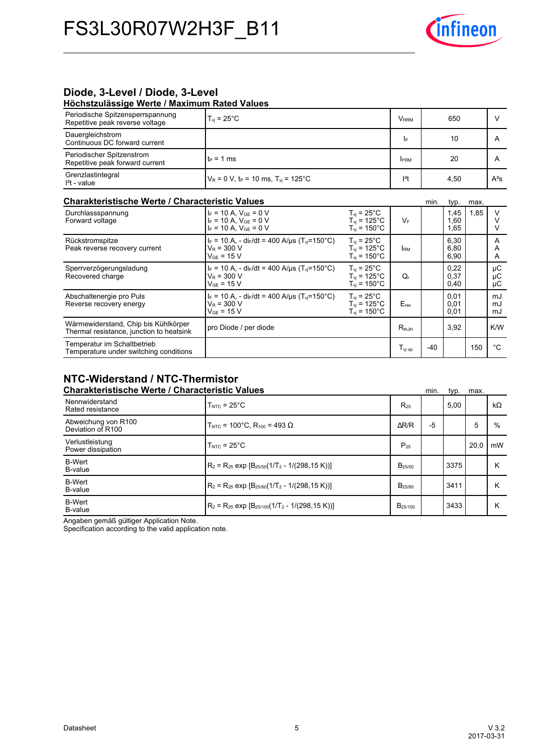# FS3L30R07W2H3F_B11

## Diode, 3-Level / Diode, 3-Level

### Höchstzulässige Werte / Maximum Rated Values

| | | | | |
|---|---|---|---|---|
| Periodische Spitzensperrspannung<br>Repetitive peak reverse voltage | $T_{vj}$ = 25°C | $V_{RRM}$ | 650 | V |
| Dauergleichstrom<br>Continuous DC forward current | | $I_F$ | 10 | A |
| Periodischer Spitzenstrom<br>Repetitive peak forward current | $t_P$ = 1 ms | $I_{FRM}$ | 20 | A |
| Grenzlastintegral<br>$I^2t$ - value | $V_R$ = 0 V, $t_P$ = 10 ms, $T_{vj}$ = 125°C | $I^2t$ | 4,50 | $A^2s$ |

### Charakteristische Werte / Characteristic Values

| | | | | min. | typ. | max. | |
|---|---|---|---|---|---|---|---|
| Durchlassspannung<br>Forward voltage | $I_F$ = 10 A, $V_{GE}$ = 0 V<br>$I_F$ = 10 A, $V_{GE}$ = 0 V<br>$I_F$ = 10 A, $V_{GE}$ = 0 V | $T_{vj}$ = 25°C<br>$T_{vj}$ = 125°C<br>$T_{vj}$ = 150°C | $V_F$ | | 1,45<br>1,60<br>1,65 | 1,85 | V<br>V<br>V |
| Rückstromspitze<br>Peak reverse recovery current | $I_F$ = 10 A, - $di_F/dt$ = 400 A/µs ($T_{vj}$=150°C)<br>$V_R$ = 300 V<br>$V_{GE}$ = 15 V | $T_{vj}$ = 25°C<br>$T_{vj}$ = 125°C<br>$T_{vj}$ = 150°C | $I_{RM}$ | | 6,30<br>6,80<br>6,90 | | A<br>A<br>A |
| Sperrverzögerungsladung<br>Recovered charge | $I_F$ = 10 A, - $di_F/dt$ = 400 A/µs ($T_{vj}$=150°C)<br>$V_R$ = 300 V<br>$V_{GE}$ = 15 V | $T_{vj}$ = 25°C<br>$T_{vj}$ = 125°C<br>$T_{vj}$ = 150°C | $Q_r$ | | 0,22<br>0,37<br>0,40 | | µC<br>µC<br>µC |
| Abschaltenergie pro Puls<br>Reverse recovery energy | $I_F$ = 10 A, - $di_F/dt$ = 400 A/µs ($T_{vj}$=150°C)<br>$V_R$ = 300 V<br>$V_{GE}$ = 15 V | $T_{vj}$ = 25°C<br>$T_{vj}$ = 125°C<br>$T_{vj}$ = 150°C | $E_{rec}$ | | 0,01<br>0,01<br>0,01 | | mJ<br>mJ<br>mJ |
| Wärmewiderstand, Chip bis Kühlkörper<br>Thermal resistance, junction to heatsink | pro Diode / per diode | | $R_{thJH}$ | | 3,92 | | K/W |
| Temperatur im Schaltbetrieb<br>Temperature under switching conditions | | | $T_{vj\ op}$ | -40 | | 150 | °C |

## NTC-Widerstand / NTC-Thermistor

### Charakteristische Werte / Characteristic Values

| | | | min. | typ. | max. | |
|---|---|---|---|---|---|---|
| Nennwiderstand<br>Rated resistance | $T_{NTC}$ = 25°C | $R_{25}$ | | 5,00 | | kΩ |
| Abweichung von R100<br>Deviation of R100 | $T_{NTC}$ = 100°C, $R_{100}$ = 493 Ω | ΔR/R | -5 | | 5 | % |
| Verlustleistung<br>Power dissipation | $T_{NTC}$ = 25°C | $P_{25}$ | | | 20,0 | mW |
| B-Wert<br>B-value | $R_2 = R_{25}\ \exp\ [B_{25/50}(1/T_2 - 1/(298,15\ K))]$ | $B_{25/50}$ | | 3375 | | K |
| B-Wert<br>B-value | $R_2 = R_{25}\ \exp\ [B_{25/80}(1/T_2 - 1/(298,15\ K))]$ | $B_{25/80}$ | | 3411 | | K |
| B-Wert<br>B-value | $R_2 = R_{25}\ \exp\ [B_{25/100}(1/T_2 - 1/(298,15\ K))]$ | $B_{25/100}$ | | 3433 | | K |

Angaben gemäß gültiger Application Note.
Specification according to the valid application note.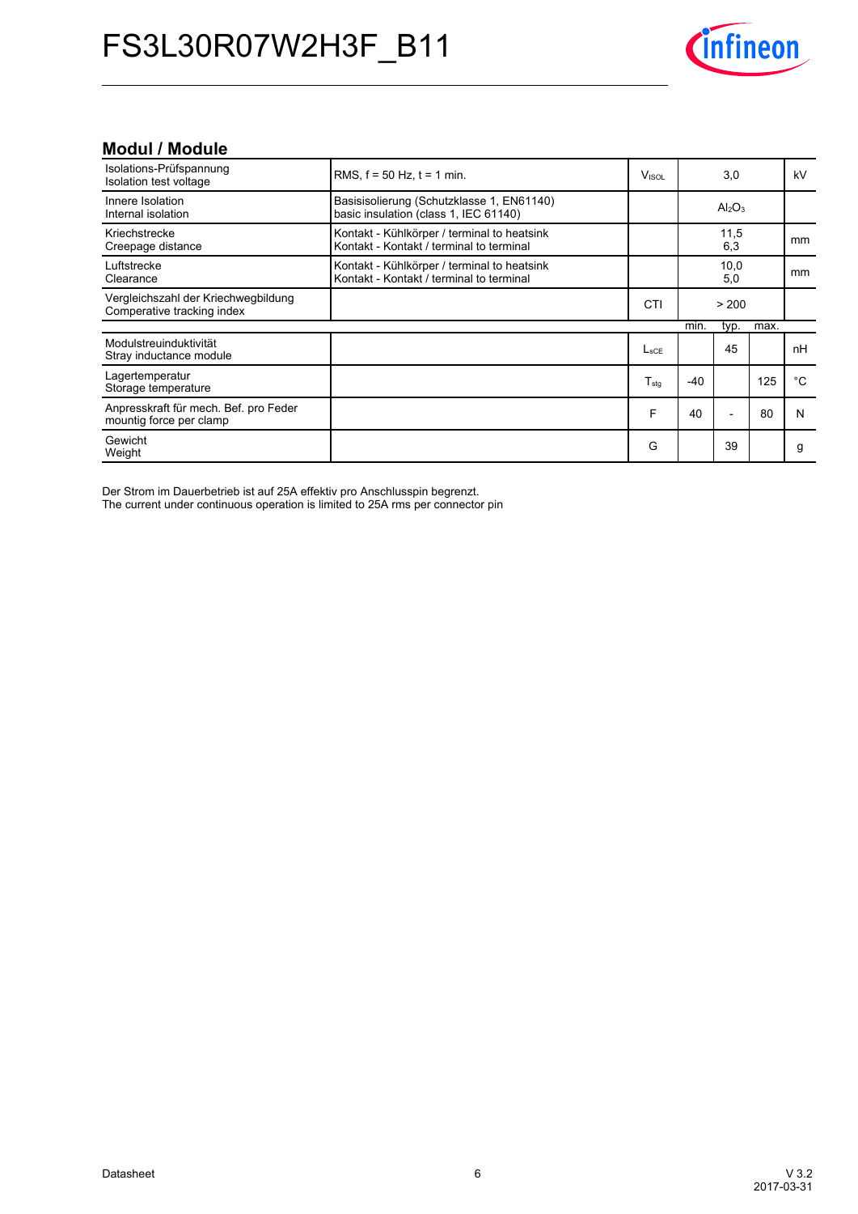## Modul / Module

| | | | | | | |
|---|---|---|---|---|---|---|
| Isolations-Prüfspannung<br>Isolation test voltage | RMS, f = 50 Hz, t = 1 min. | $V_{ISOL}$ | | 3,0 | | kV |
| Innere Isolation<br>Internal isolation | Basisisolierung (Schutzklasse 1, EN61140)<br>basic insulation (class 1, IEC 61140) | | | $Al_2O_3$ | | |
| Kriechstrecke<br>Creepage distance | Kontakt - Kühlkörper / terminal to heatsink<br>Kontakt - Kontakt / terminal to terminal | | | 11,5<br>6,3 | | mm |
| Luftstrecke<br>Clearance | Kontakt - Kühlkörper / terminal to heatsink<br>Kontakt - Kontakt / terminal to terminal | | | 10,0<br>5,0 | | mm |
| Vergleichszahl der Kriechwegbildung<br>Comperative tracking index | | CTI | | > 200 | | |
| | | | min. | typ. | max. | |
| Modulstreuinduktivität<br>Stray inductance module | | $L_{sCE}$ | | 45 | | nH |
| Lagertemperatur<br>Storage temperature | | $T_{stg}$ | -40 | | 125 | °C |
| Anpresskraft für mech. Bef. pro Feder<br>mountig force per clamp | | F | 40 | - | 80 | N |
| Gewicht<br>Weight | | G | | 39 | | g |

Der Strom im Dauerbetrieb ist auf 25A effektiv pro Anschlusspin begrenzt.
The current under continuous operation is limited to 25A rms per connector pin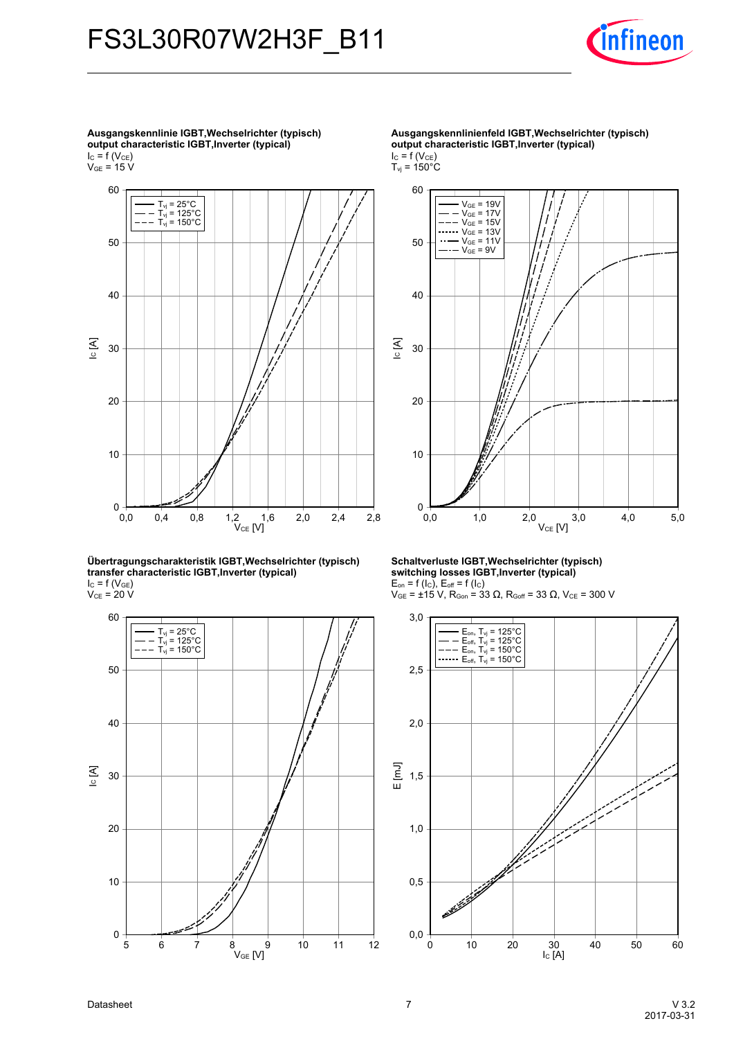**Ausgangskennlinie IGBT,Wechselrichter (typisch)**
**output characteristic IGBT,Inverter (typical)**
$I_C = f(V_{CE})$
$V_{GE} = 15$ V

- $T_{vj} = 25°C$
- $T_{vj} = 125°C$
- $T_{vj} = 150°C$

**Ausgangskennlinienfeld IGBT,Wechselrichter (typisch)**
**output characteristic IGBT,Inverter (typical)**
$I_C = f(V_{CE})$
$T_{vj} = 150°C$

- $V_{GE} = 19V$
- $V_{GE} = 17V$
- $V_{GE} = 15V$
- $V_{GE} = 13V$
- $V_{GE} = 11V$
- $V_{GE} = 9V$

**Übertragungscharakteristik IGBT,Wechselrichter (typisch)**
**transfer characteristic IGBT,Inverter (typical)**
$I_C = f(V_{GE})$
$V_{CE} = 20$ V

- $T_{vj} = 25°C$
- $T_{vj} = 125°C$
- $T_{vj} = 150°C$

**Schaltverluste IGBT,Wechselrichter (typisch)**
**switching losses IGBT,Inverter (typical)**
$E_{on} = f(I_C)$, $E_{off} = f(I_C)$
$V_{GE} = \pm15$ V, $R_{Gon} = 33\ \Omega$, $R_{Goff} = 33\ \Omega$, $V_{CE} = 300$ V

- $E_{on}$, $T_{vj} = 125°C$
- $E_{off}$, $T_{vj} = 125°C$
- $E_{on}$, $T_{vj} = 150°C$
- $E_{off}$, $T_{vj} = 150°C$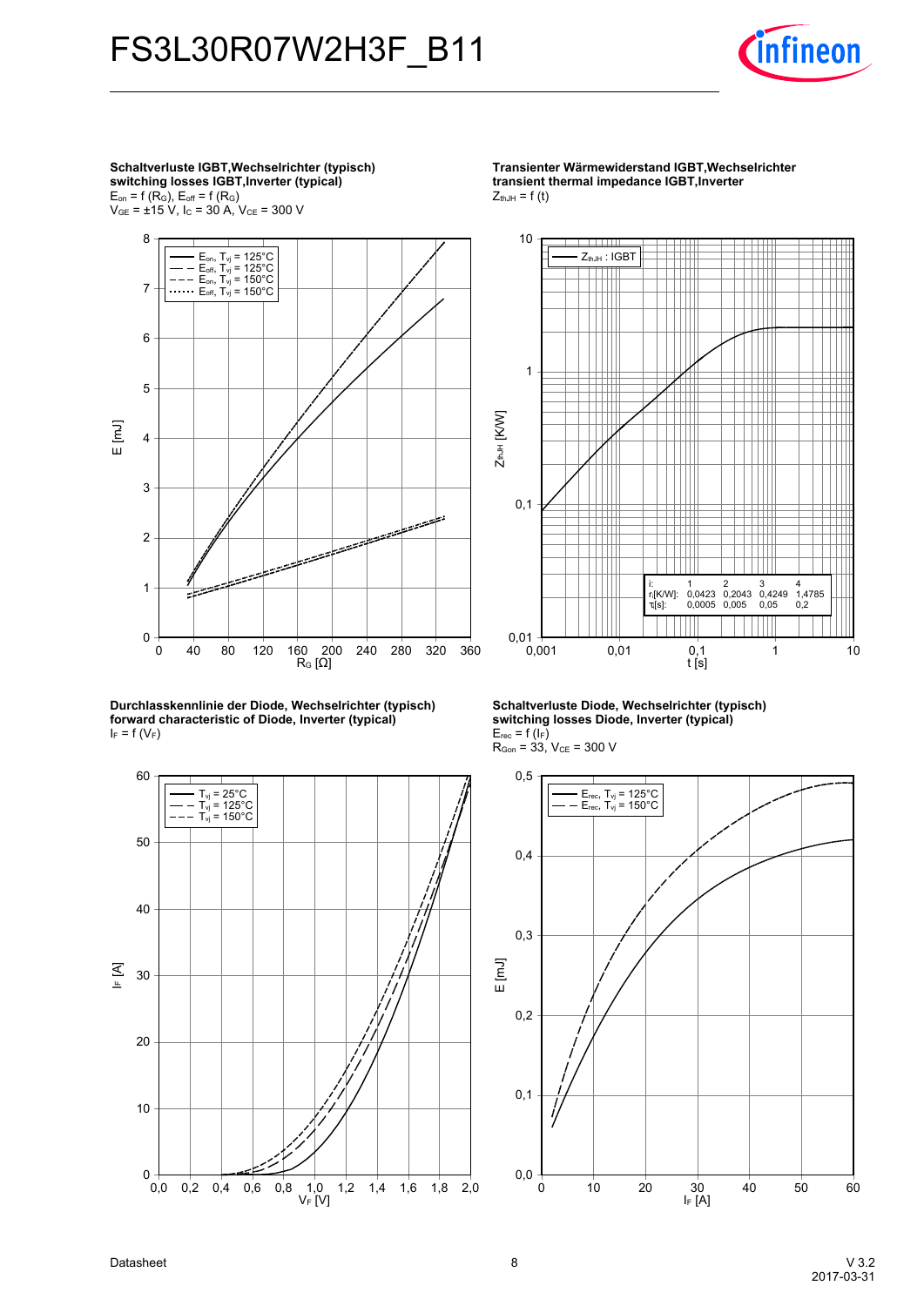**Schaltverluste IGBT,Wechselrichter (typisch)**
**switching losses IGBT,Inverter (typical)**
$E_{on}$ = f ($R_G$), $E_{off}$ = f ($R_G$)
$V_{GE}$ = ±15 V, $I_C$ = 30 A, $V_{CE}$ = 300 V

Legend: $E_{on}$, $T_{vj}$ = 125°C; $E_{off}$, $T_{vj}$ = 125°C; $E_{on}$, $T_{vj}$ = 150°C; $E_{off}$, $T_{vj}$ = 150°C

Axes: E [mJ] (0–8) vs. $R_G$ [Ω] (0–360)

**Transienter Wärmewiderstand IGBT,Wechselrichter**
**transient thermal impedance IGBT,Inverter**
$Z_{thJH}$ = f (t)

Legend: $Z_{thJH}$ : IGBT

Axes: $Z_{thJH}$ [K/W] (0,01–10) vs. t [s] (0,001–10)

| i: | 1 | 2 | 3 | 4 |
|---|---|---|---|---|
| $r_i$[K/W]: | 0,0423 | 0,2043 | 0,4249 | 1,4785 |
| $\tau_i$[s]: | 0,0005 | 0,005 | 0,05 | 0,2 |

**Durchlasskennlinie der Diode, Wechselrichter (typisch)**
**forward characteristic of Diode, Inverter (typical)**
$I_F$ = f ($V_F$)

Legend: $T_{vj}$ = 25°C; $T_{vj}$ = 125°C; $T_{vj}$ = 150°C

Axes: $I_F$ [A] (0–60) vs. $V_F$ [V] (0,0–2,0)

**Schaltverluste Diode, Wechselrichter (typisch)**
**switching losses Diode, Inverter (typical)**
$E_{rec}$ = f ($I_F$)
$R_{Gon}$ = 33, $V_{CE}$ = 300 V

Legend: $E_{rec}$, $T_{vj}$ = 125°C; $E_{rec}$, $T_{vj}$ = 150°C

Axes: E [mJ] (0,0–0,5) vs. $I_F$ [A] (0–60)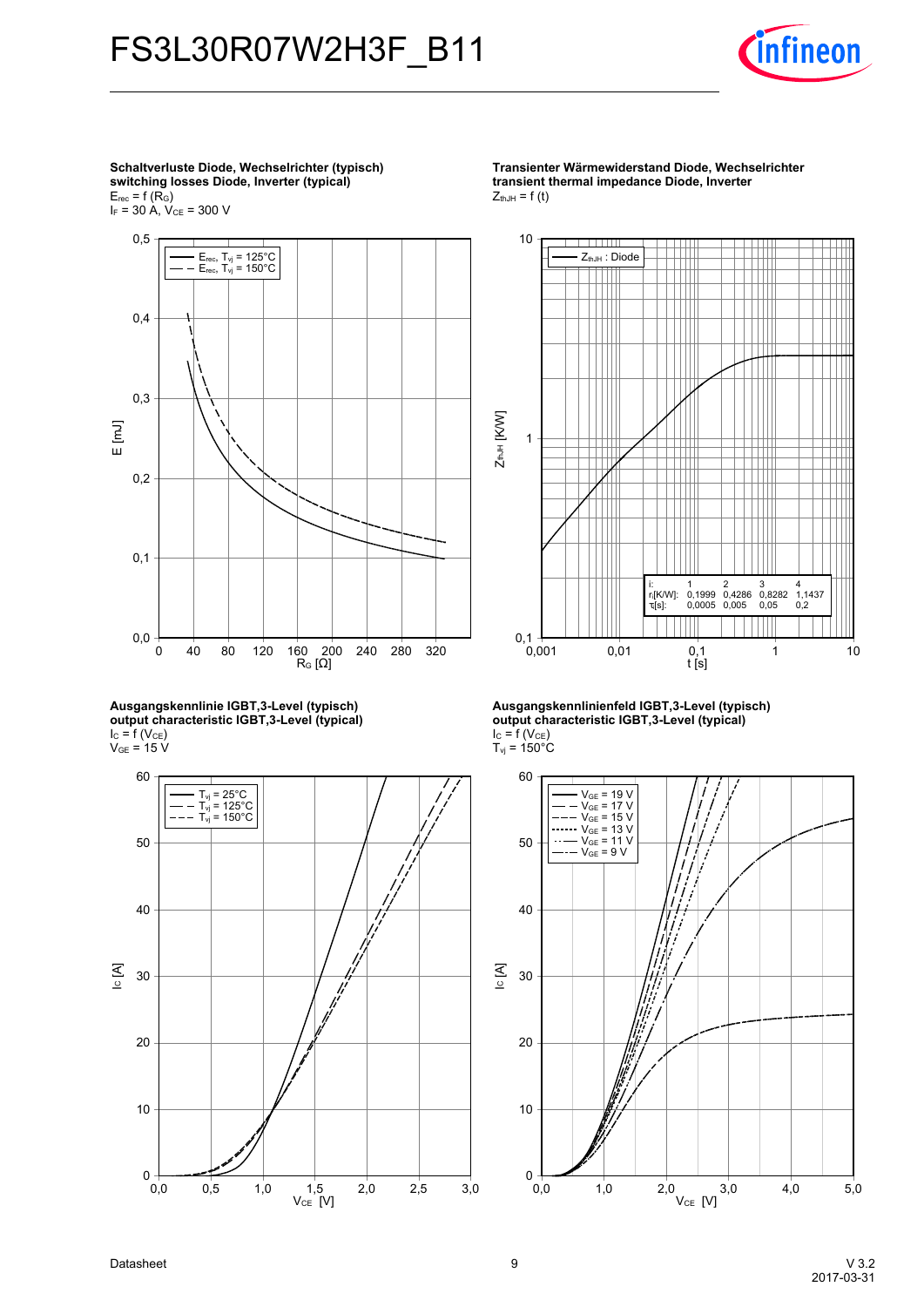**Schaltverluste Diode, Wechselrichter (typisch)**
**switching losses Diode, Inverter (typical)**
$E_{rec} = f(R_G)$
$I_F = 30$ A, $V_{CE} = 300$ V

**Transienter Wärmewiderstand Diode, Wechselrichter**
**transient thermal impedance Diode, Inverter**
$Z_{thJH} = f(t)$

| i: | 1 | 2 | 3 | 4 |
|---|---|---|---|---|
| $r_i$[K/W]: | 0,1999 | 0,4286 | 0,8282 | 1,1437 |
| $\tau_i$[s]: | 0,0005 | 0,005 | 0,05 | 0,2 |

**Ausgangskennlinie IGBT,3-Level (typisch)**
**output characteristic IGBT,3-Level (typical)**
$I_C = f(V_{CE})$
$V_{GE} = 15$ V

**Ausgangskennlinienfeld IGBT,3-Level (typisch)**
**output characteristic IGBT,3-Level (typical)**
$I_C = f(V_{CE})$
$T_{vj} = 150°C$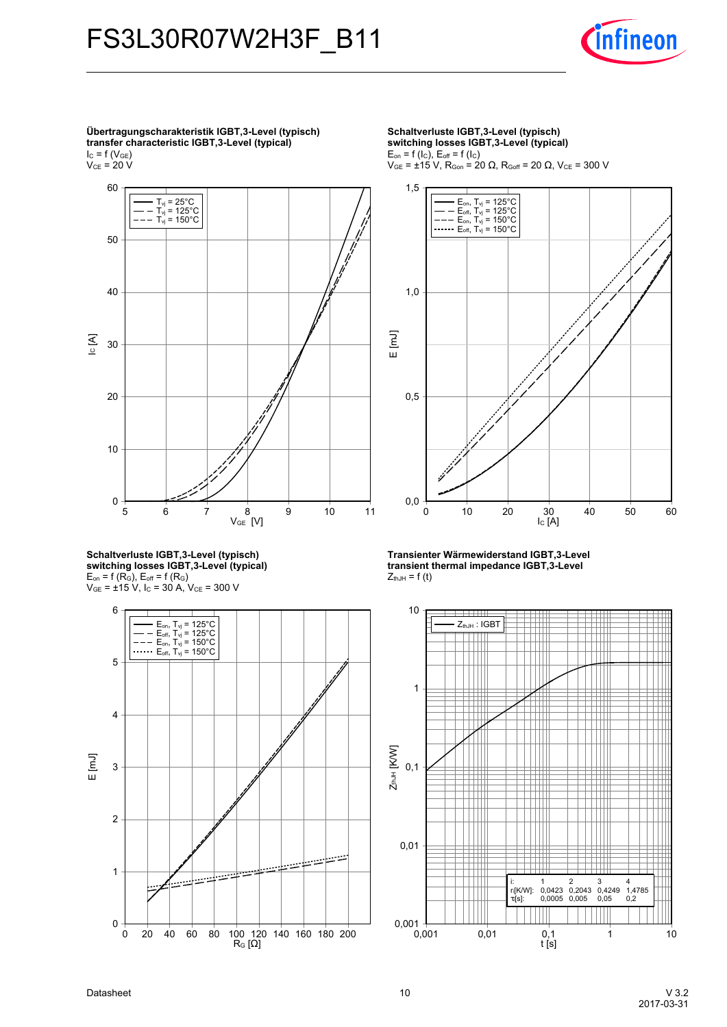**Übertragungscharakteristik IGBT,3-Level (typisch)**
**transfer characteristic IGBT,3-Level (typical)**
$I_C = f(V_{GE})$
$V_{CE} = 20\ V$

**Schaltverluste IGBT,3-Level (typisch)**
**switching losses IGBT,3-Level (typical)**
$E_{on} = f(I_C)$, $E_{off} = f(I_C)$
$V_{GE} = \pm15\ V$, $R_{Gon} = 20\ \Omega$, $R_{Goff} = 20\ \Omega$, $V_{CE} = 300\ V$

**Schaltverluste IGBT,3-Level (typisch)**
**switching losses IGBT,3-Level (typical)**
$E_{on} = f(R_G)$, $E_{off} = f(R_G)$
$V_{GE} = \pm15\ V$, $I_C = 30\ A$, $V_{CE} = 300\ V$

**Transienter Wärmewiderstand IGBT,3-Level**
**transient thermal impedance IGBT,3-Level**
$Z_{thJH} = f(t)$

| i: | 1 | 2 | 3 | 4 |
|---|---|---|---|---|
| $r_i$[K/W]: | 0,0423 | 0,2043 | 0,4249 | 1,4785 |
| $\tau_i$[s]: | 0,0005 | 0,005 | 0,05 | 0,2 |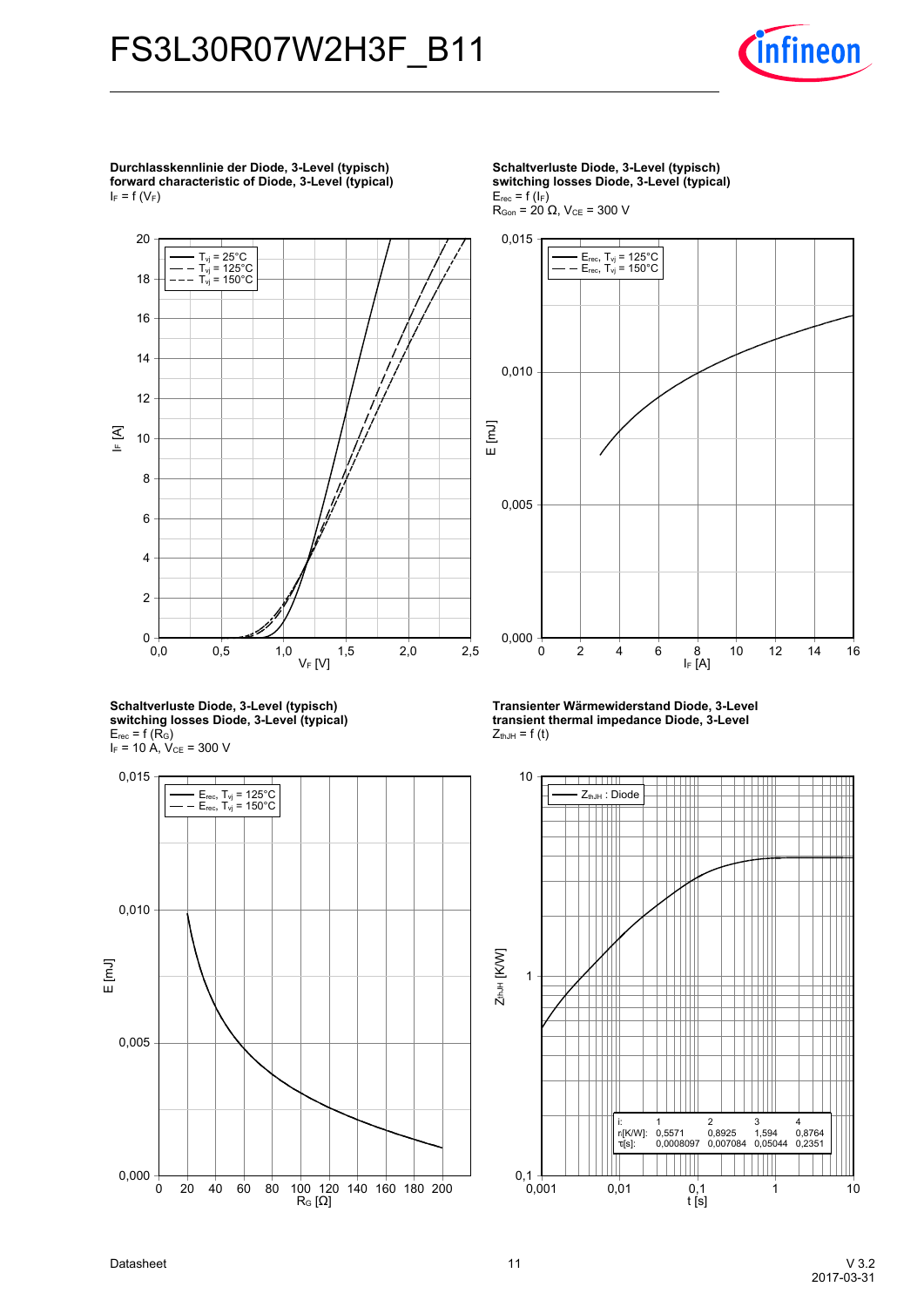**Durchlasskennlinie der Diode, 3-Level (typisch)**
**forward characteristic of Diode, 3-Level (typical)**
$I_F = f(V_F)$

**Schaltverluste Diode, 3-Level (typisch)**
**switching losses Diode, 3-Level (typical)**
$E_{rec} = f(I_F)$
$R_{Gon} = 20\ \Omega$, $V_{CE} = 300$ V

**Schaltverluste Diode, 3-Level (typisch)**
**switching losses Diode, 3-Level (typical)**
$E_{rec} = f(R_G)$
$I_F = 10$ A, $V_{CE} = 300$ V

**Transienter Wärmewiderstand Diode, 3-Level**
**transient thermal impedance Diode, 3-Level**
$Z_{thJH} = f(t)$

| i: | 1 | 2 | 3 | 4 |
|---|---|---|---|---|
| $r_i$[K/W]: | 0,5571 | 0,8925 | 1,594 | 0,8764 |
| $\tau_i$[s]: | 0,0008097 | 0,007084 | 0,05044 | 0,2351 |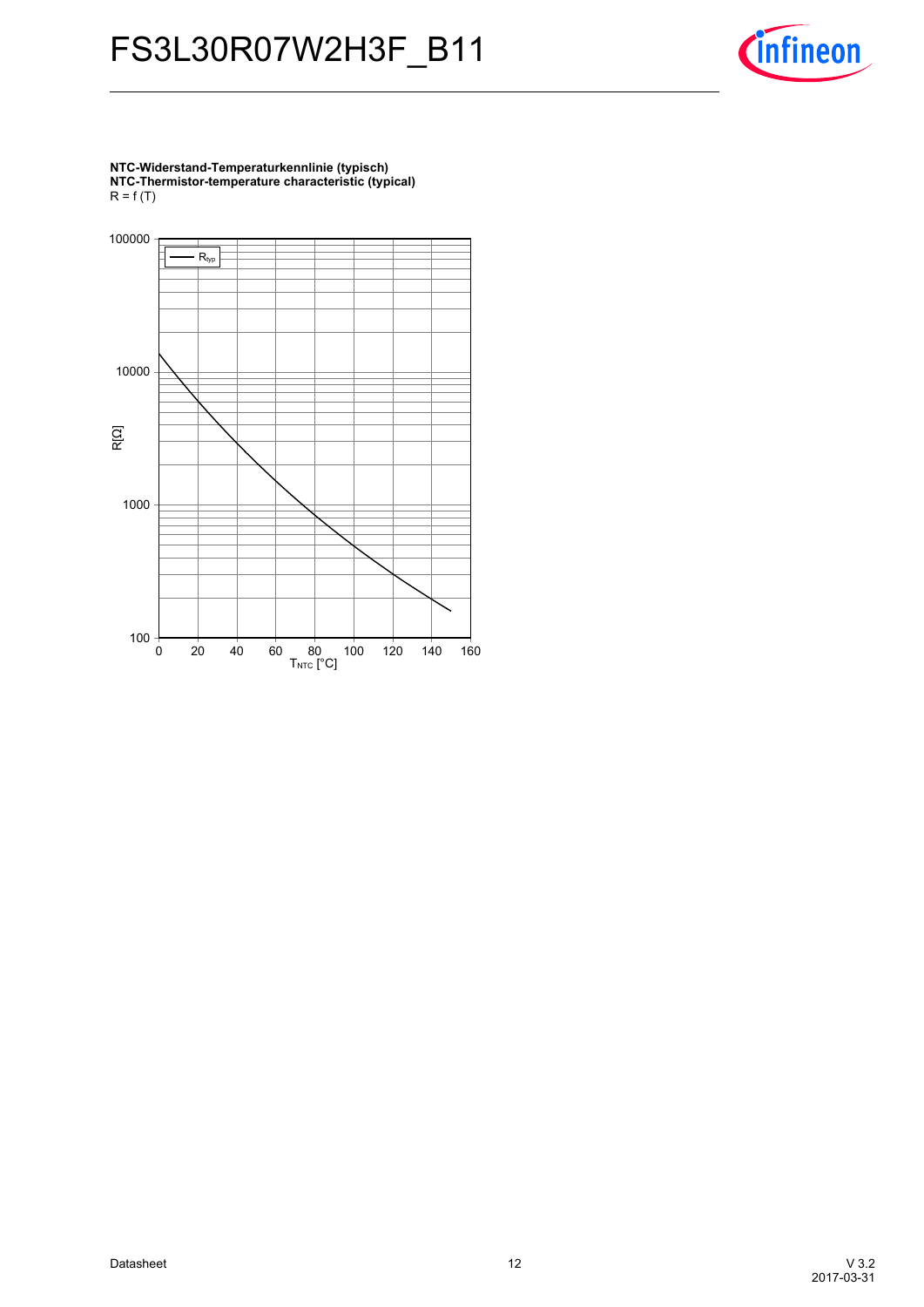**NTC-Widerstand-Temperaturkennlinie (typisch)**
**NTC-Thermistor-temperature characteristic (typical)**
R = f (T)

100000

$R_{typ}$

10000

R[Ω]

1000

100

0 20 40 60 80 100 120 140 160

$T_{NTC}$ [°C]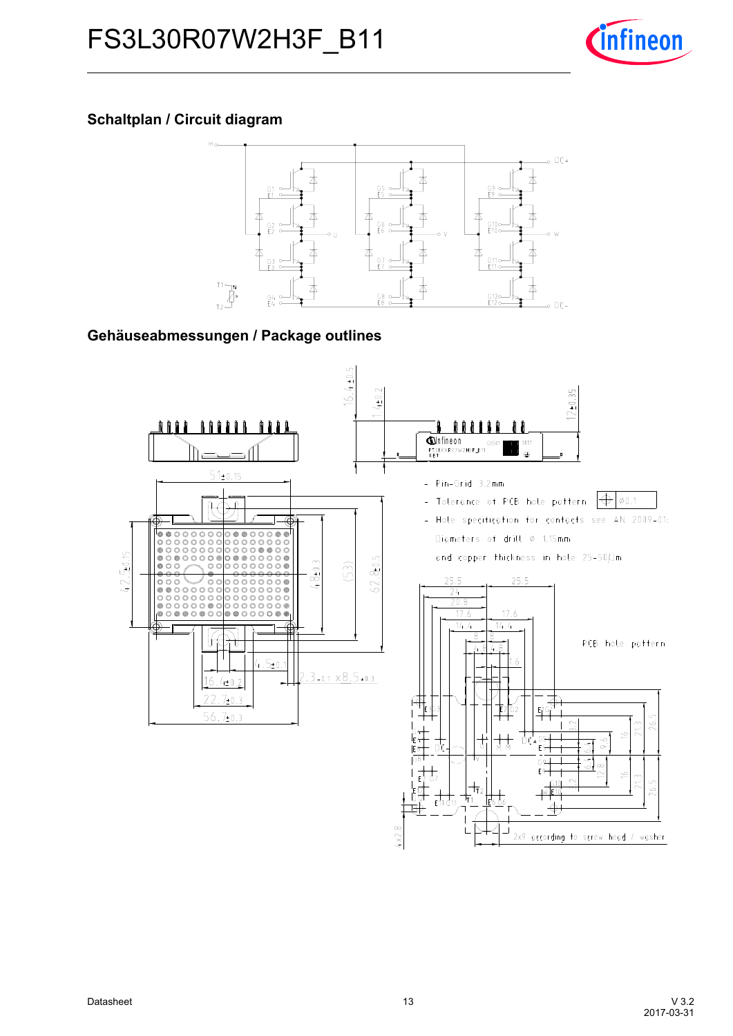## Schaltplan / Circuit diagram

## Gehäuseabmessungen / Package outlines

- Pin-Grid 3.2mm
- Tolerance of PCB hole pattern ⌖ ⌀0.1
- Hole specification for contacts see AN 2009-01:

  Diameters of drill ⌀ 1.15mm

  and copper thickness in hole 25-50µm

PCB hole pattern

2x9 according to screw head / washer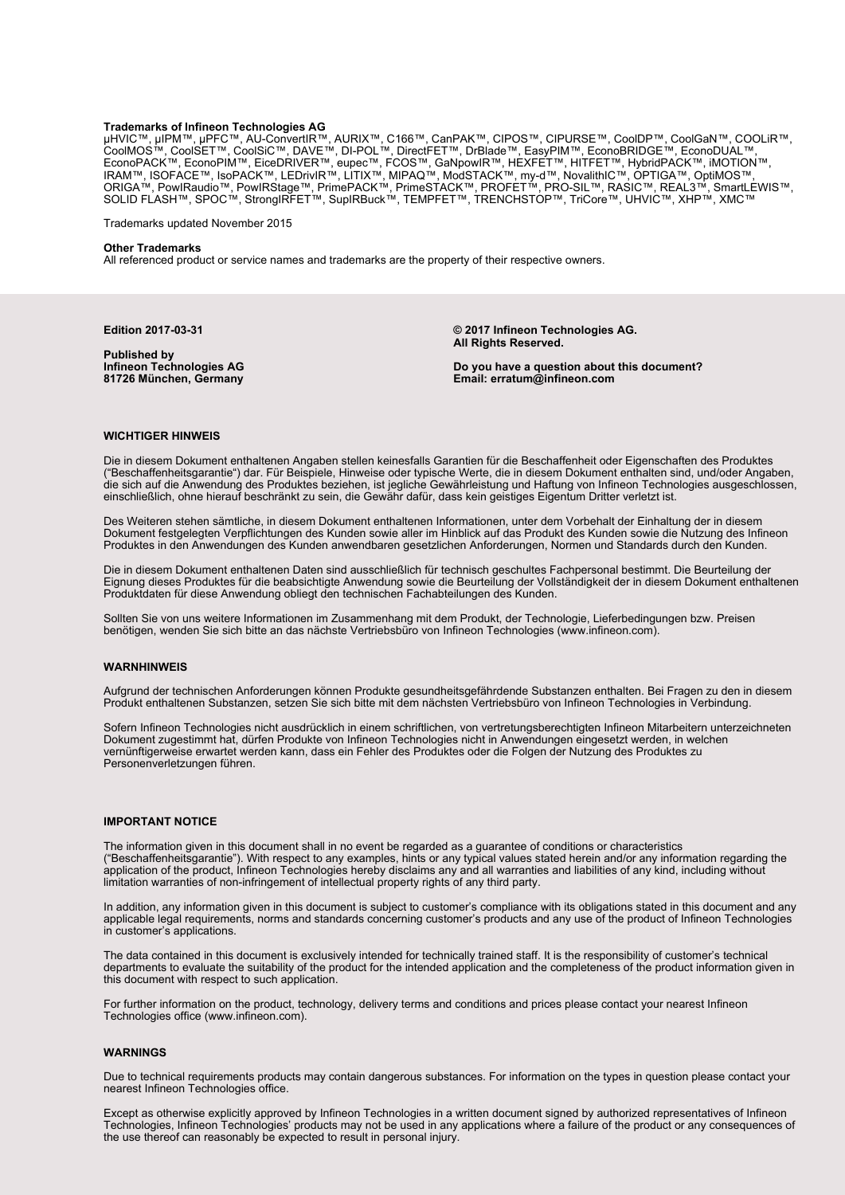**Trademarks of Infineon Technologies AG**
µHVIC™, µIPM™, µPFC™, AU-ConvertIR™, AURIX™, C166™, CanPAK™, CIPOS™, CIPURSE™, CoolDP™, CoolGaN™, COOLiR™, CoolMOS™, CoolSET™, CoolSiC™, DAVE™, DI-POL™, DirectFET™, DrBlade™, EasyPIM™, EconoBRIDGE™, EconoDUAL™, EconoPACK™, EconoPIM™, EiceDRIVER™, eupec™, FCOS™, GaNpowIR™, HEXFET™, HITFET™, HybridPACK™, iMOTION™, IRAM™, ISOFACE™, IsoPACK™, LEDrivIR™, LITIX™, MIPAQ™, ModSTACK™, my-d™, NovalithIC™, OPTIGA™, OptiMOS™, ORIGA™, PowIRaudio™, PowIRStage™, PrimePACK™, PrimeSTACK™, PROFET™, PRO-SIL™, RASIC™, REAL3™, SmartLEWIS™, SOLID FLASH™, SPOC™, StrongIRFET™, SupIRBuck™, TEMPFET™, TRENCHSTOP™, TriCore™, UHVIC™, XHP™, XMC™

Trademarks updated November 2015

**Other Trademarks**
All referenced product or service names and trademarks are the property of their respective owners.

**Edition 2017-03-31**

**Published by**
**Infineon Technologies AG**
**81726 München, Germany**

**© 2017 Infineon Technologies AG.**
**All Rights Reserved.**

**Do you have a question about this document?**
**Email: erratum@infineon.com**

**WICHTIGER HINWEIS**

Die in diesem Dokument enthaltenen Angaben stellen keinesfalls Garantien für die Beschaffenheit oder Eigenschaften des Produktes ("Beschaffenheitsgarantie") dar. Für Beispiele, Hinweise oder typische Werte, die in diesem Dokument enthalten sind, und/oder Angaben, die sich auf die Anwendung des Produktes beziehen, ist jegliche Gewährleistung und Haftung von Infineon Technologies ausgeschlossen, einschließlich, ohne hierauf beschränkt zu sein, die Gewähr dafür, dass kein geistiges Eigentum Dritter verletzt ist.

Des Weiteren stehen sämtliche, in diesem Dokument enthaltenen Informationen, unter dem Vorbehalt der Einhaltung der in diesem Dokument festgelegten Verpflichtungen des Kunden sowie aller im Hinblick auf das Produkt des Kunden sowie die Nutzung des Infineon Produktes in den Anwendungen des Kunden anwendbaren gesetzlichen Anforderungen, Normen und Standards durch den Kunden.

Die in diesem Dokument enthaltenen Daten sind ausschließlich für technisch geschultes Fachpersonal bestimmt. Die Beurteilung der Eignung dieses Produktes für die beabsichtigte Anwendung sowie die Beurteilung der Vollständigkeit der in diesem Dokument enthaltenen Produktdaten für diese Anwendung obliegt den technischen Fachabteilungen des Kunden.

Sollten Sie von uns weitere Informationen im Zusammenhang mit dem Produkt, der Technologie, Lieferbedingungen bzw. Preisen benötigen, wenden Sie sich bitte an das nächste Vertriebsbüro von Infineon Technologies (www.infineon.com).

**WARNHINWEIS**

Aufgrund der technischen Anforderungen können Produkte gesundheitsgefährdende Substanzen enthalten. Bei Fragen zu den in diesem Produkt enthaltenen Substanzen, setzen Sie sich bitte mit dem nächsten Vertriebsbüro von Infineon Technologies in Verbindung.

Sofern Infineon Technologies nicht ausdrücklich in einem schriftlichen, von vertretungsberechtigten Infineon Mitarbeitern unterzeichneten Dokument zugestimmt hat, dürfen Produkte von Infineon Technologies nicht in Anwendungen eingesetzt werden, in welchen vernünftigerweise erwartet werden kann, dass ein Fehler des Produktes oder die Folgen der Nutzung des Produktes zu Personenverletzungen führen.

**IMPORTANT NOTICE**

The information given in this document shall in no event be regarded as a guarantee of conditions or characteristics ("Beschaffenheitsgarantie"). With respect to any examples, hints or any typical values stated herein and/or any information regarding the application of the product, Infineon Technologies hereby disclaims any and all warranties and liabilities of any kind, including without limitation warranties of non-infringement of intellectual property rights of any third party.

In addition, any information given in this document is subject to customer's compliance with its obligations stated in this document and any applicable legal requirements, norms and standards concerning customer's products and any use of the product of Infineon Technologies in customer's applications.

The data contained in this document is exclusively intended for technically trained staff. It is the responsibility of customer's technical departments to evaluate the suitability of the product for the intended application and the completeness of the product information given in this document with respect to such application.

For further information on the product, technology, delivery terms and conditions and prices please contact your nearest Infineon Technologies office (www.infineon.com).

**WARNINGS**

Due to technical requirements products may contain dangerous substances. For information on the types in question please contact your nearest Infineon Technologies office.

Except as otherwise explicitly approved by Infineon Technologies in a written document signed by authorized representatives of Infineon Technologies, Infineon Technologies' products may not be used in any applications where a failure of the product or any consequences of the use thereof can reasonably be expected to result in personal injury.